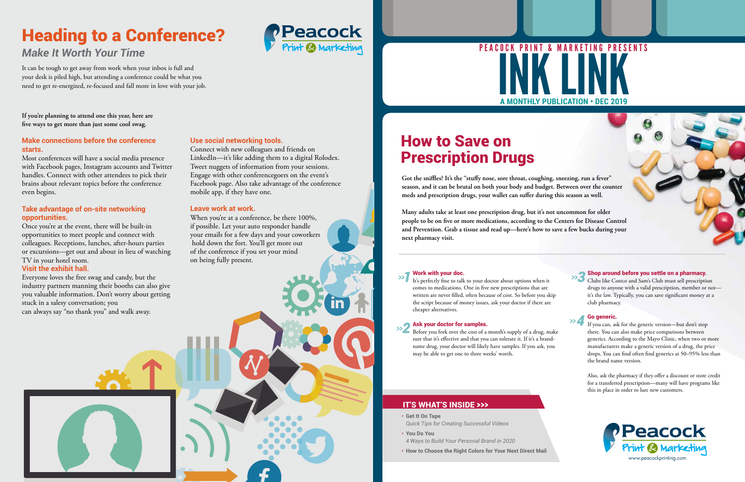# Heading to a Conference?

## *Make It Worth Your Time*

Peacock Print & Marketing

It can be tough to get away from work when your inbox is full and your desk is piled high, but attending a conference could be what you need to get re-energized, re-focused and fall more in love with your job.

**If you're planning to attend one this year, here are five ways to get more than just some cool swag.**

### Make connections before the conference starts.

Most conferences will have a social media presence with Facebook pages, Instagram accounts and Twitter handles. Connect with other attendees to pick their brains about relevant topics before the conference even begins.

### Take advantage of on-site networking opportunities.

Once you're at the event, there will be built-in opportunities to meet people and connect with colleagues. Receptions, lunches, after-hours parties or excursions—get out and about in lieu of watching TV in your hotel room.

### Visit the exhibit hall.

Everyone loves the free swag and candy, but the industry partners manning their booths can also give you valuable information. Don't worry about getting stuck in a salesy conversation; you can always say "no thank you" and walk away.

### Use social networking tools.

Connect with new colleagues and friends on LinkedIn—it's like adding them to a digital Rolodex. Tweet nuggets of information from your sessions. Engage with other conferencegoers on the event's Facebook page. Also take advantage of the conference mobile app, if they have one.

### Leave work at work.

When you're at a conference, be there 100%, if possible. Let your auto responder handle your emails for a few days and your coworkers hold down the fort. You'll get more out of the conference if you set your mind on being fully present.

---

PEACOCK PRINT & MARKETING PRESENTS

# INK LINK

**A MONTHLY PUBLICATION • DEC 2019**

# How to Save on Prescription Drugs

**Got the sniffles? It's the "stuffy nose, sore throat, coughing, sneezing, run a fever" season, and it can be brutal on both your body and budget. Between over the counter meds and prescription drugs, your wallet can suffer during this season as well.**

**Many adults take at least one prescription drug, but it's not uncommon for older people to be on five or more medications, according to the Centers for Disease Control and Prevention. Grab a tissue and read up—here's how to save a few bucks during your next pharmacy visit.**

### »1 Work with your doc.

It's perfectly fine to talk to your doctor about options when it comes to medications. One in five new prescriptions that are written are never filled, often because of cost. So before you skip the script because of money issues, ask your doctor if there are cheaper alternatives.

### »2 Ask your doctor for samples.

Before you fork over the cost of a month's supply of a drug, make sure that it's effective and that you can tolerate it. If it's a brand-name drug, your doctor will likely have samples. If you ask, you may be able to get one to three weeks' worth.

### »3 Shop around before you settle on a pharmacy.

Clubs like Costco and Sam's Club must sell prescription drugs to anyone with a valid prescription, member or not—it's the law. Typically, you can save significant money at a club pharmacy.

### »4 Go generic.

If you can, ask for the generic version—but don't stop there. You can also make price comparisons between generics. According to the Mayo Clinic, when two or more manufacturers make a generic version of a drug, the price drops. You can find often find generics at 50–95% less than the brand name version.

Also, ask the pharmacy if they offer a discount or store credit for a transferred prescription—many will have programs like this in place in order to lure new customers.

## IT'S WHAT'S INSIDE >>>

- **Get It On Tape**
  *Quick Tips for Creating Successful Videos*
- **You Do You**
  *4 Ways to Build Your Personal Brand in 2020*
- **How to Choose the Right Colors for Your Next Direct Mail**

Peacock Print & Marketing
www.peacockprinting.com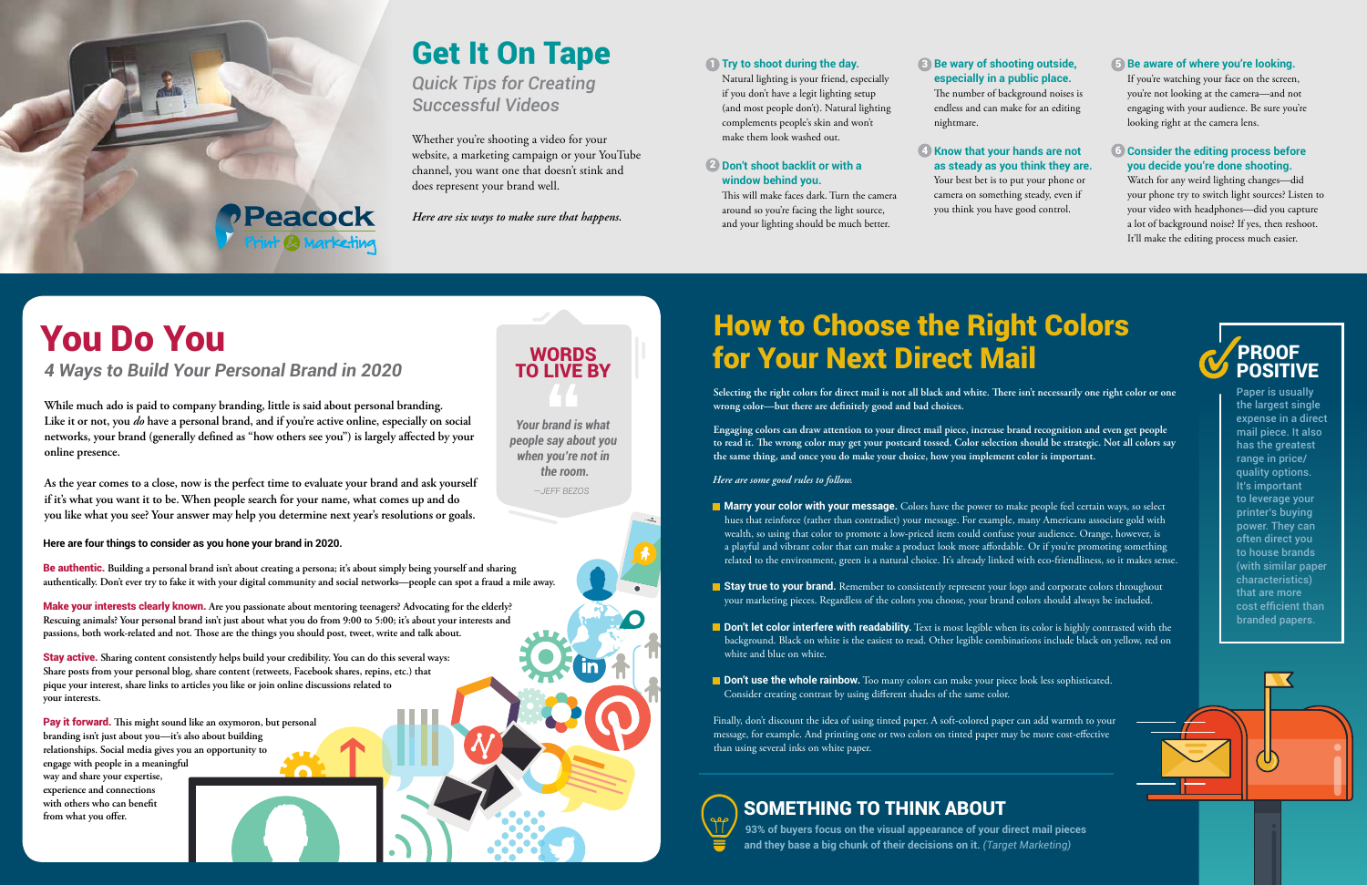# Get It On Tape

*Quick Tips for Creating Successful Videos*

Whether you're shooting a video for your website, a marketing campaign or your YouTube channel, you want one that doesn't stink and does represent your brand well.

*Here are six ways to make sure that happens.*

1. **Try to shoot during the day.** Natural lighting is your friend, especially if you don't have a legit lighting setup (and most people don't). Natural lighting complements people's skin and won't make them look washed out.

2. **Don't shoot backlit or with a window behind you.** This will make faces dark. Turn the camera around so you're facing the light source, and your lighting should be much better.

3. **Be wary of shooting outside, especially in a public place.** The number of background noises is endless and can make for an editing nightmare.

4. **Know that your hands are not as steady as you think they are.** Your best bet is to put your phone or camera on something steady, even if you think you have good control.

5. **Be aware of where you're looking.** If you're watching your face on the screen, you're not looking at the camera—and not engaging with your audience. Be sure you're looking right at the camera lens.

6. **Consider the editing process before you decide you're done shooting.** Watch for any weird lighting changes—did your phone try to switch light sources? Listen to your video with headphones—did you capture a lot of background noise? If yes, then reshoot. It'll make the editing process much easier.

Peacock Print & Marketing

# You Do You

## 4 Ways to Build Your Personal Brand in 2020

While much ado is paid to company branding, little is said about personal branding. Like it or not, you *do* have a personal brand, and if you're active online, especially on social networks, your brand (generally defined as "how others see you") is largely affected by your online presence.

As the year comes to a close, now is the perfect time to evaluate your brand and ask yourself if it's what you want it to be. When people search for your name, what comes up and do you like what you see? Your answer may help you determine next year's resolutions or goals.

**Here are four things to consider as you hone your brand in 2020.**

**Be authentic.** Building a personal brand isn't about creating a persona; it's about simply being yourself and sharing authentically. Don't ever try to fake it with your digital community and social networks—people can spot a fraud a mile away.

**Make your interests clearly known.** Are you passionate about mentoring teenagers? Advocating for the elderly? Rescuing animals? Your personal brand isn't just about what you do from 9:00 to 5:00; it's about your interests and passions, both work-related and not. Those are the things you should post, tweet, write and talk about.

**Stay active.** Sharing content consistently helps build your credibility. You can do this several ways: Share posts from your personal blog, share content (retweets, Facebook shares, repins, etc.) that pique your interest, share links to articles you like or join online discussions related to your interests.

**Pay it forward.** This might sound like an oxymoron, but personal branding isn't just about you—it's also about building relationships. Social media gives you an opportunity to engage with people in a meaningful way and share your expertise, experience and connections with others who can benefit from what you offer.

### WORDS TO LIVE BY

*Your brand is what people say about you when you're not in the room.*

—JEFF BEZOS

# How to Choose the Right Colors for Your Next Direct Mail

**Selecting the right colors for direct mail is not all black and white. There isn't necessarily one right color or one wrong color—but there are definitely good and bad choices.**

**Engaging colors can draw attention to your direct mail piece, increase brand recognition and even get people to read it. The wrong color may get your postcard tossed. Color selection should be strategic. Not all colors say the same thing, and once you do make your choice, how you implement color is important.**

*Here are some good rules to follow.*

- **Marry your color with your message.** Colors have the power to make people feel certain ways, so select hues that reinforce (rather than contradict) your message. For example, many Americans associate gold with wealth, so using that color to promote a low-priced item could confuse your audience. Orange, however, is a playful and vibrant color that can make a product look more affordable. Or if you're promoting something related to the environment, green is a natural choice. It's already linked with eco-friendliness, so it makes sense.
- **Stay true to your brand.** Remember to consistently represent your logo and corporate colors throughout your marketing pieces. Regardless of the colors you choose, your brand colors should always be included.
- **Don't let color interfere with readability.** Text is most legible when its color is highly contrasted with the background. Black on white is the easiest to read. Other legible combinations include black on yellow, red on white and blue on white.
- **Don't use the whole rainbow.** Too many colors can make your piece look less sophisticated. Consider creating contrast by using different shades of the same color.

Finally, don't discount the idea of using tinted paper. A soft-colored paper can add warmth to your message, for example. And printing one or two colors on tinted paper may be more cost-effective than using several inks on white paper.

### PROOF POSITIVE

Paper is usually the largest single expense in a direct mail piece. It also has the greatest range in price/quality options. It's important to leverage your printer's buying power. They can often direct you to house brands (with similar paper characteristics) that are more cost efficient than branded papers.

### SOMETHING TO THINK ABOUT

**93% of buyers focus on the visual appearance of your direct mail pieces and they base a big chunk of their decisions on it.** *(Target Marketing)*